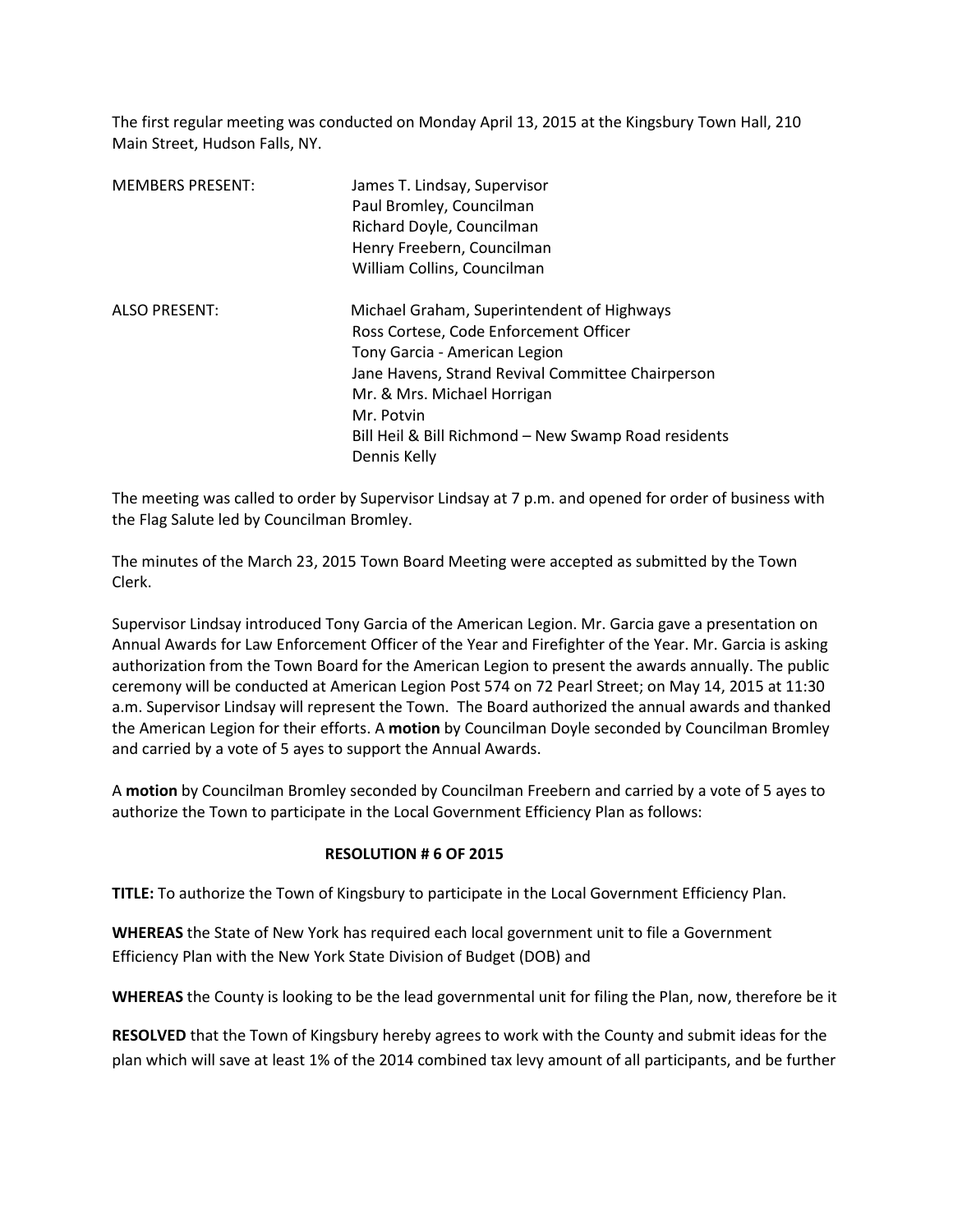The first regular meeting was conducted on Monday April 13, 2015 at the Kingsbury Town Hall, 210 Main Street, Hudson Falls, NY.

| | |
|---|---|
| MEMBERS PRESENT: | James T. Lindsay, Supervisor<br>Paul Bromley, Councilman<br>Richard Doyle, Councilman<br>Henry Freebern, Councilman<br>William Collins, Councilman |
| ALSO PRESENT: | Michael Graham, Superintendent of Highways<br>Ross Cortese, Code Enforcement Officer<br>Tony Garcia - American Legion<br>Jane Havens, Strand Revival Committee Chairperson<br>Mr. & Mrs. Michael Horrigan<br>Mr. Potvin<br>Bill Heil & Bill Richmond – New Swamp Road residents<br>Dennis Kelly |

The meeting was called to order by Supervisor Lindsay at 7 p.m. and opened for order of business with the Flag Salute led by Councilman Bromley.

The minutes of the March 23, 2015 Town Board Meeting were accepted as submitted by the Town Clerk.

Supervisor Lindsay introduced Tony Garcia of the American Legion. Mr. Garcia gave a presentation on Annual Awards for Law Enforcement Officer of the Year and Firefighter of the Year. Mr. Garcia is asking authorization from the Town Board for the American Legion to present the awards annually. The public ceremony will be conducted at American Legion Post 574 on 72 Pearl Street; on May 14, 2015 at 11:30 a.m. Supervisor Lindsay will represent the Town. The Board authorized the annual awards and thanked the American Legion for their efforts. A **motion** by Councilman Doyle seconded by Councilman Bromley and carried by a vote of 5 ayes to support the Annual Awards.

A **motion** by Councilman Bromley seconded by Councilman Freebern and carried by a vote of 5 ayes to authorize the Town to participate in the Local Government Efficiency Plan as follows:

**RESOLUTION # 6 OF 2015**

**TITLE:** To authorize the Town of Kingsbury to participate in the Local Government Efficiency Plan.

**WHEREAS** the State of New York has required each local government unit to file a Government Efficiency Plan with the New York State Division of Budget (DOB) and

**WHEREAS** the County is looking to be the lead governmental unit for filing the Plan, now, therefore be it

**RESOLVED** that the Town of Kingsbury hereby agrees to work with the County and submit ideas for the plan which will save at least 1% of the 2014 combined tax levy amount of all participants, and be further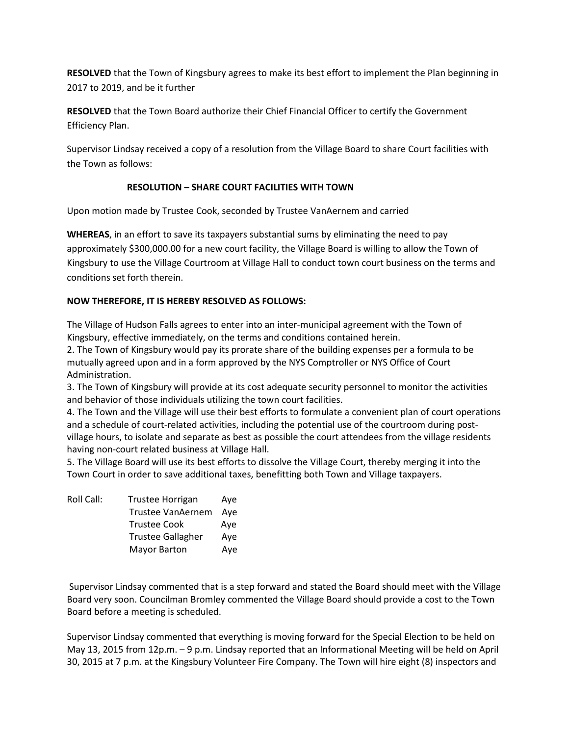**RESOLVED** that the Town of Kingsbury agrees to make its best effort to implement the Plan beginning in 2017 to 2019, and be it further

**RESOLVED** that the Town Board authorize their Chief Financial Officer to certify the Government Efficiency Plan.

Supervisor Lindsay received a copy of a resolution from the Village Board to share Court facilities with the Town as follows:

**RESOLUTION – SHARE COURT FACILITIES WITH TOWN**

Upon motion made by Trustee Cook, seconded by Trustee VanAernem and carried

**WHEREAS**, in an effort to save its taxpayers substantial sums by eliminating the need to pay approximately $300,000.00 for a new court facility, the Village Board is willing to allow the Town of Kingsbury to use the Village Courtroom at Village Hall to conduct town court business on the terms and conditions set forth therein.

**NOW THEREFORE, IT IS HEREBY RESOLVED AS FOLLOWS:**

The Village of Hudson Falls agrees to enter into an inter-municipal agreement with the Town of Kingsbury, effective immediately, on the terms and conditions contained herein.
2. The Town of Kingsbury would pay its prorate share of the building expenses per a formula to be mutually agreed upon and in a form approved by the NYS Comptroller or NYS Office of Court Administration.
3. The Town of Kingsbury will provide at its cost adequate security personnel to monitor the activities and behavior of those individuals utilizing the town court facilities.
4. The Town and the Village will use their best efforts to formulate a convenient plan of court operations and a schedule of court-related activities, including the potential use of the courtroom during post-village hours, to isolate and separate as best as possible the court attendees from the village residents having non-court related business at Village Hall.
5. The Village Board will use its best efforts to dissolve the Village Court, thereby merging it into the Town Court in order to save additional taxes, benefitting both Town and Village taxpayers.

| Roll Call: | Trustee Horrigan | Aye |
|---|---|---|
| | Trustee VanAernem | Aye |
| | Trustee Cook | Aye |
| | Trustee Gallagher | Aye |
| | Mayor Barton | Aye |

Supervisor Lindsay commented that is a step forward and stated the Board should meet with the Village Board very soon. Councilman Bromley commented the Village Board should provide a cost to the Town Board before a meeting is scheduled.

Supervisor Lindsay commented that everything is moving forward for the Special Election to be held on May 13, 2015 from 12p.m. – 9 p.m. Lindsay reported that an Informational Meeting will be held on April 30, 2015 at 7 p.m. at the Kingsbury Volunteer Fire Company. The Town will hire eight (8) inspectors and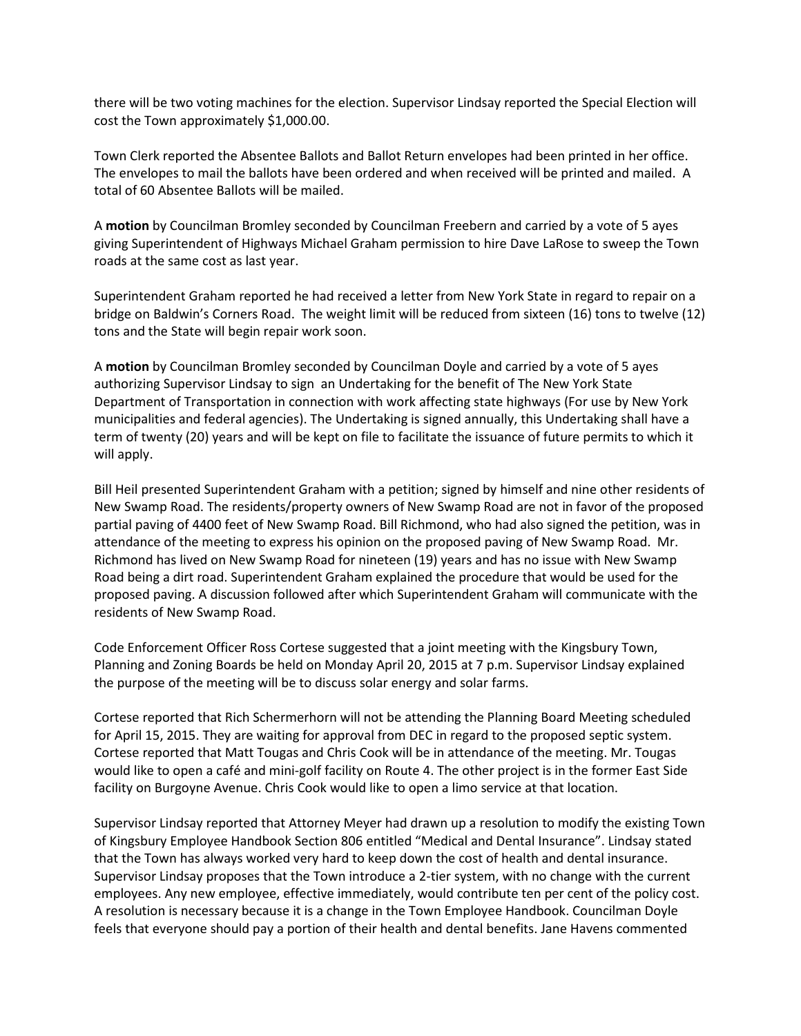there will be two voting machines for the election. Supervisor Lindsay reported the Special Election will cost the Town approximately $1,000.00.

Town Clerk reported the Absentee Ballots and Ballot Return envelopes had been printed in her office. The envelopes to mail the ballots have been ordered and when received will be printed and mailed. A total of 60 Absentee Ballots will be mailed.

A **motion** by Councilman Bromley seconded by Councilman Freebern and carried by a vote of 5 ayes giving Superintendent of Highways Michael Graham permission to hire Dave LaRose to sweep the Town roads at the same cost as last year.

Superintendent Graham reported he had received a letter from New York State in regard to repair on a bridge on Baldwin's Corners Road. The weight limit will be reduced from sixteen (16) tons to twelve (12) tons and the State will begin repair work soon.

A **motion** by Councilman Bromley seconded by Councilman Doyle and carried by a vote of 5 ayes authorizing Supervisor Lindsay to sign an Undertaking for the benefit of The New York State Department of Transportation in connection with work affecting state highways (For use by New York municipalities and federal agencies). The Undertaking is signed annually, this Undertaking shall have a term of twenty (20) years and will be kept on file to facilitate the issuance of future permits to which it will apply.

Bill Heil presented Superintendent Graham with a petition; signed by himself and nine other residents of New Swamp Road. The residents/property owners of New Swamp Road are not in favor of the proposed partial paving of 4400 feet of New Swamp Road. Bill Richmond, who had also signed the petition, was in attendance of the meeting to express his opinion on the proposed paving of New Swamp Road. Mr. Richmond has lived on New Swamp Road for nineteen (19) years and has no issue with New Swamp Road being a dirt road. Superintendent Graham explained the procedure that would be used for the proposed paving. A discussion followed after which Superintendent Graham will communicate with the residents of New Swamp Road.

Code Enforcement Officer Ross Cortese suggested that a joint meeting with the Kingsbury Town, Planning and Zoning Boards be held on Monday April 20, 2015 at 7 p.m. Supervisor Lindsay explained the purpose of the meeting will be to discuss solar energy and solar farms.

Cortese reported that Rich Schermerhorn will not be attending the Planning Board Meeting scheduled for April 15, 2015. They are waiting for approval from DEC in regard to the proposed septic system. Cortese reported that Matt Tougas and Chris Cook will be in attendance of the meeting. Mr. Tougas would like to open a café and mini-golf facility on Route 4. The other project is in the former East Side facility on Burgoyne Avenue. Chris Cook would like to open a limo service at that location.

Supervisor Lindsay reported that Attorney Meyer had drawn up a resolution to modify the existing Town of Kingsbury Employee Handbook Section 806 entitled "Medical and Dental Insurance". Lindsay stated that the Town has always worked very hard to keep down the cost of health and dental insurance. Supervisor Lindsay proposes that the Town introduce a 2-tier system, with no change with the current employees. Any new employee, effective immediately, would contribute ten per cent of the policy cost. A resolution is necessary because it is a change in the Town Employee Handbook. Councilman Doyle feels that everyone should pay a portion of their health and dental benefits. Jane Havens commented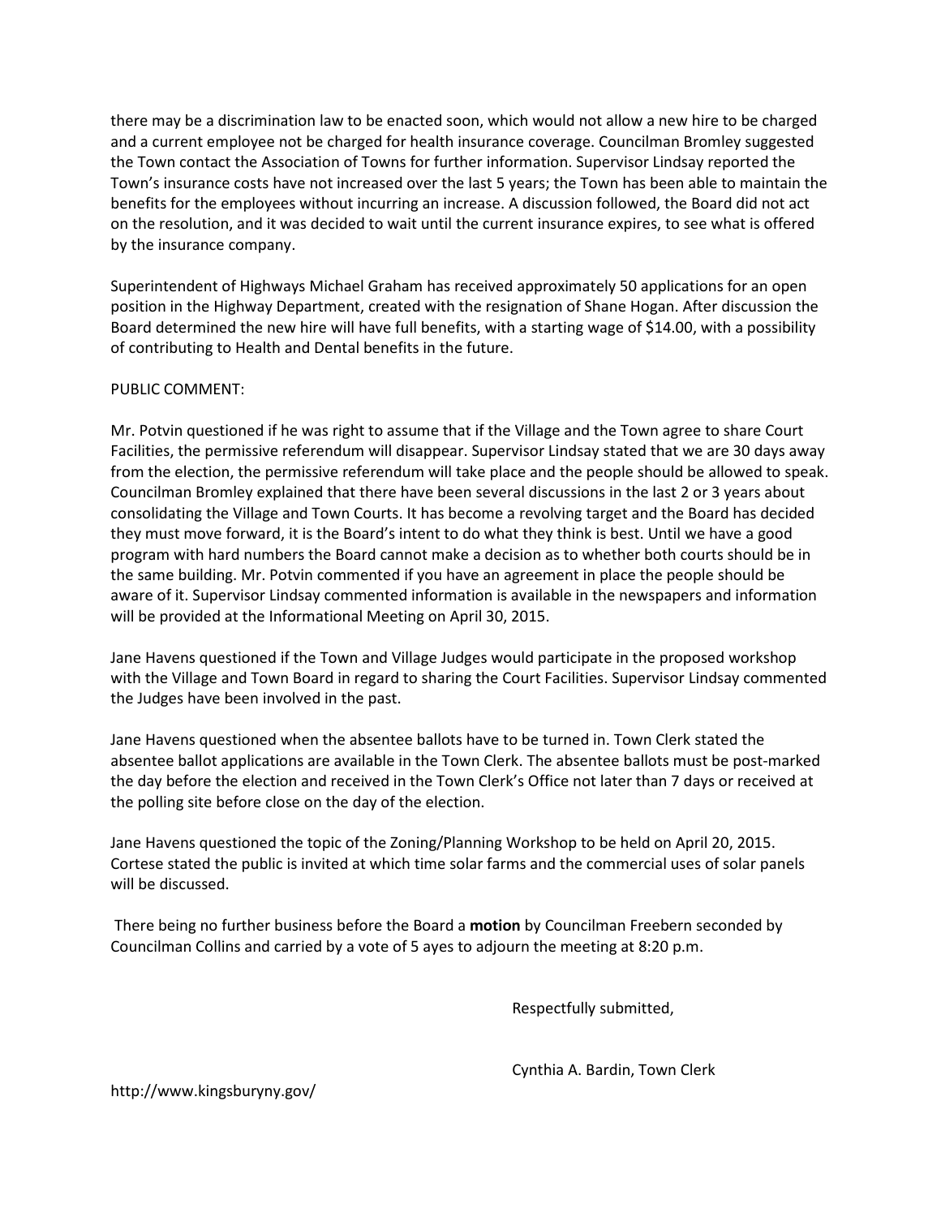there may be a discrimination law to be enacted soon, which would not allow a new hire to be charged and a current employee not be charged for health insurance coverage. Councilman Bromley suggested the Town contact the Association of Towns for further information. Supervisor Lindsay reported the Town's insurance costs have not increased over the last 5 years; the Town has been able to maintain the benefits for the employees without incurring an increase. A discussion followed, the Board did not act on the resolution, and it was decided to wait until the current insurance expires, to see what is offered by the insurance company.

Superintendent of Highways Michael Graham has received approximately 50 applications for an open position in the Highway Department, created with the resignation of Shane Hogan. After discussion the Board determined the new hire will have full benefits, with a starting wage of $14.00, with a possibility of contributing to Health and Dental benefits in the future.

PUBLIC COMMENT:

Mr. Potvin questioned if he was right to assume that if the Village and the Town agree to share Court Facilities, the permissive referendum will disappear. Supervisor Lindsay stated that we are 30 days away from the election, the permissive referendum will take place and the people should be allowed to speak. Councilman Bromley explained that there have been several discussions in the last 2 or 3 years about consolidating the Village and Town Courts. It has become a revolving target and the Board has decided they must move forward, it is the Board's intent to do what they think is best. Until we have a good program with hard numbers the Board cannot make a decision as to whether both courts should be in the same building. Mr. Potvin commented if you have an agreement in place the people should be aware of it. Supervisor Lindsay commented information is available in the newspapers and information will be provided at the Informational Meeting on April 30, 2015.

Jane Havens questioned if the Town and Village Judges would participate in the proposed workshop with the Village and Town Board in regard to sharing the Court Facilities. Supervisor Lindsay commented the Judges have been involved in the past.

Jane Havens questioned when the absentee ballots have to be turned in. Town Clerk stated the absentee ballot applications are available in the Town Clerk. The absentee ballots must be post-marked the day before the election and received in the Town Clerk's Office not later than 7 days or received at the polling site before close on the day of the election.

Jane Havens questioned the topic of the Zoning/Planning Workshop to be held on April 20, 2015. Cortese stated the public is invited at which time solar farms and the commercial uses of solar panels will be discussed.

There being no further business before the Board a **motion** by Councilman Freebern seconded by Councilman Collins and carried by a vote of 5 ayes to adjourn the meeting at 8:20 p.m.

Respectfully submitted,

Cynthia A. Bardin, Town Clerk

http://www.kingsburyny.gov/